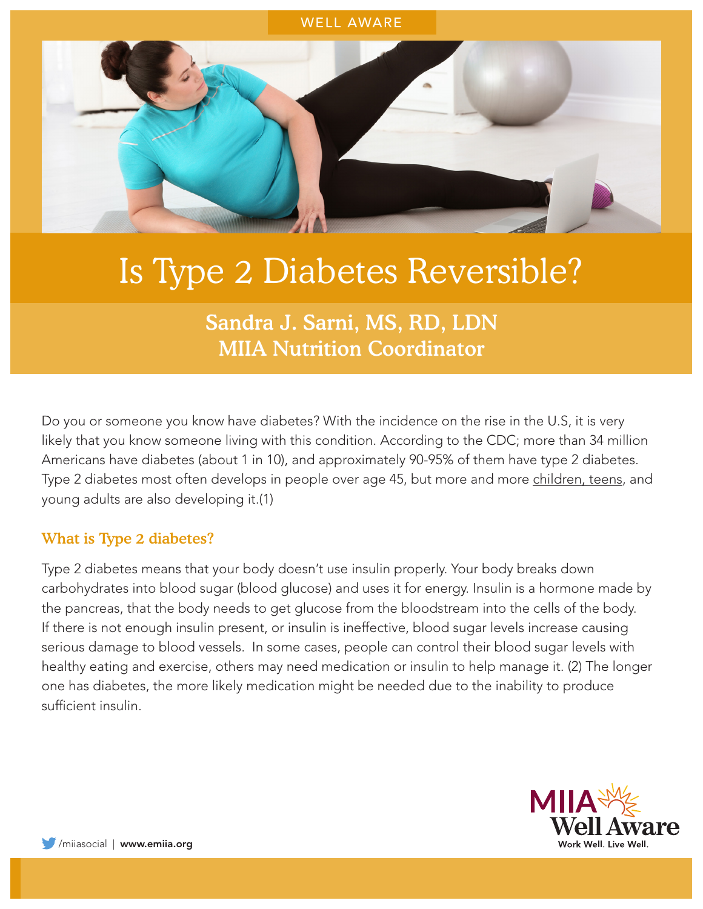WELL AWARE

# Is Type 2 Diabetes Reversible?

**Sandra J. Sarni, MS, RD, LDN**
**MIIA Nutrition Coordinator**

Do you or someone you know have diabetes? With the incidence on the rise in the U.S, it is very likely that you know someone living with this condition. According to the CDC; more than 34 million Americans have diabetes (about 1 in 10), and approximately 90-95% of them have type 2 diabetes. Type 2 diabetes most often develops in people over age 45, but more and more children, teens, and young adults are also developing it.(1)

## What is Type 2 diabetes?

Type 2 diabetes means that your body doesn't use insulin properly. Your body breaks down carbohydrates into blood sugar (blood glucose) and uses it for energy. Insulin is a hormone made by the pancreas, that the body needs to get glucose from the bloodstream into the cells of the body. If there is not enough insulin present, or insulin is ineffective, blood sugar levels increase causing serious damage to blood vessels. In some cases, people can control their blood sugar levels with healthy eating and exercise, others may need medication or insulin to help manage it. (2) The longer one has diabetes, the more likely medication might be needed due to the inability to produce sufficient insulin.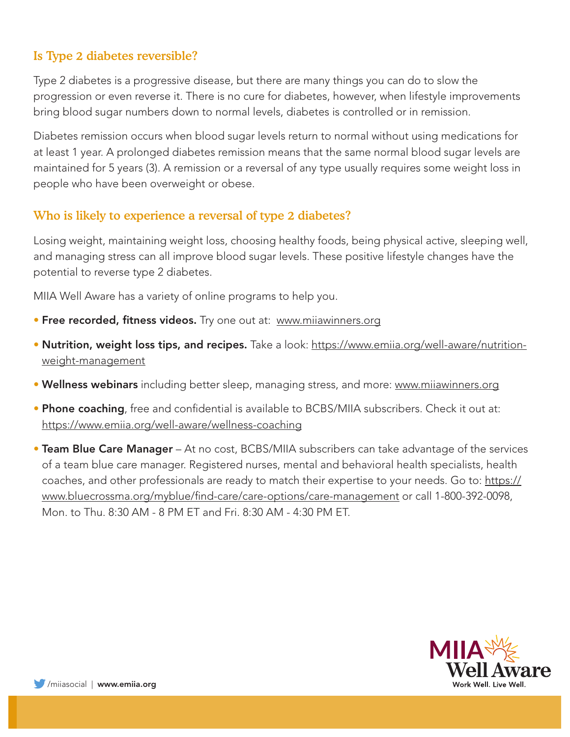## Is Type 2 diabetes reversible?

Type 2 diabetes is a progressive disease, but there are many things you can do to slow the progression or even reverse it. There is no cure for diabetes, however, when lifestyle improvements bring blood sugar numbers down to normal levels, diabetes is controlled or in remission.

Diabetes remission occurs when blood sugar levels return to normal without using medications for at least 1 year. A prolonged diabetes remission means that the same normal blood sugar levels are maintained for 5 years (3). A remission or a reversal of any type usually requires some weight loss in people who have been overweight or obese.

## Who is likely to experience a reversal of type 2 diabetes?

Losing weight, maintaining weight loss, choosing healthy foods, being physical active, sleeping well, and managing stress can all improve blood sugar levels. These positive lifestyle changes have the potential to reverse type 2 diabetes.

MIIA Well Aware has a variety of online programs to help you.

- **Free recorded, fitness videos.** Try one out at: www.miiawinners.org
- **Nutrition, weight loss tips, and recipes.** Take a look: https://www.emiia.org/well-aware/nutrition-weight-management
- **Wellness webinars** including better sleep, managing stress, and more: www.miiawinners.org
- **Phone coaching**, free and confidential is available to BCBS/MIIA subscribers. Check it out at: https://www.emiia.org/well-aware/wellness-coaching
- **Team Blue Care Manager** – At no cost, BCBS/MIIA subscribers can take advantage of the services of a team blue care manager. Registered nurses, mental and behavioral health specialists, health coaches, and other professionals are ready to match their expertise to your needs. Go to: https://www.bluecrossma.org/myblue/find-care/care-options/care-management or call 1-800-392-0098, Mon. to Thu. 8:30 AM - 8 PM ET and Fri. 8:30 AM - 4:30 PM ET.

/miiasocial | **www.emiia.org**

MIIA Well Aware
Work Well. Live Well.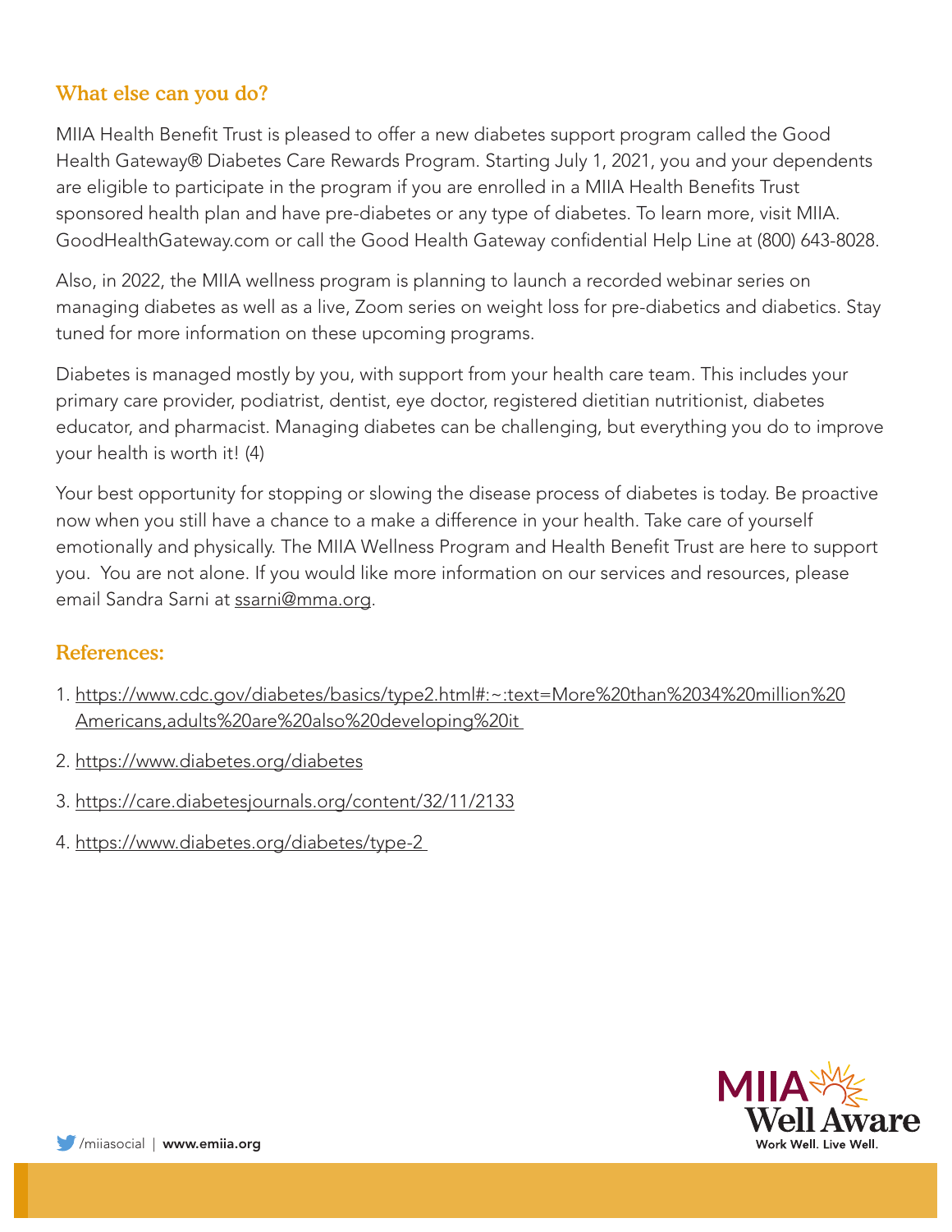## What else can you do?

MIIA Health Benefit Trust is pleased to offer a new diabetes support program called the Good Health Gateway® Diabetes Care Rewards Program. Starting July 1, 2021, you and your dependents are eligible to participate in the program if you are enrolled in a MIIA Health Benefits Trust sponsored health plan and have pre-diabetes or any type of diabetes. To learn more, visit MIIA.GoodHealthGateway.com or call the Good Health Gateway confidential Help Line at (800) 643-8028.

Also, in 2022, the MIIA wellness program is planning to launch a recorded webinar series on managing diabetes as well as a live, Zoom series on weight loss for pre-diabetics and diabetics. Stay tuned for more information on these upcoming programs.

Diabetes is managed mostly by you, with support from your health care team. This includes your primary care provider, podiatrist, dentist, eye doctor, registered dietitian nutritionist, diabetes educator, and pharmacist. Managing diabetes can be challenging, but everything you do to improve your health is worth it! (4)

Your best opportunity for stopping or slowing the disease process of diabetes is today. Be proactive now when you still have a chance to a make a difference in your health. Take care of yourself emotionally and physically. The MIIA Wellness Program and Health Benefit Trust are here to support you. You are not alone. If you would like more information on our services and resources, please email Sandra Sarni at ssarni@mma.org.

## References:

1. https://www.cdc.gov/diabetes/basics/type2.html#:~:text=More%20than%2034%20million%20Americans,adults%20are%20also%20developing%20it
2. https://www.diabetes.org/diabetes
3. https://care.diabetesjournals.org/content/32/11/2133
4. https://www.diabetes.org/diabetes/type-2

/miiasocial | www.emiia.org

MIIA Well Aware
Work Well. Live Well.